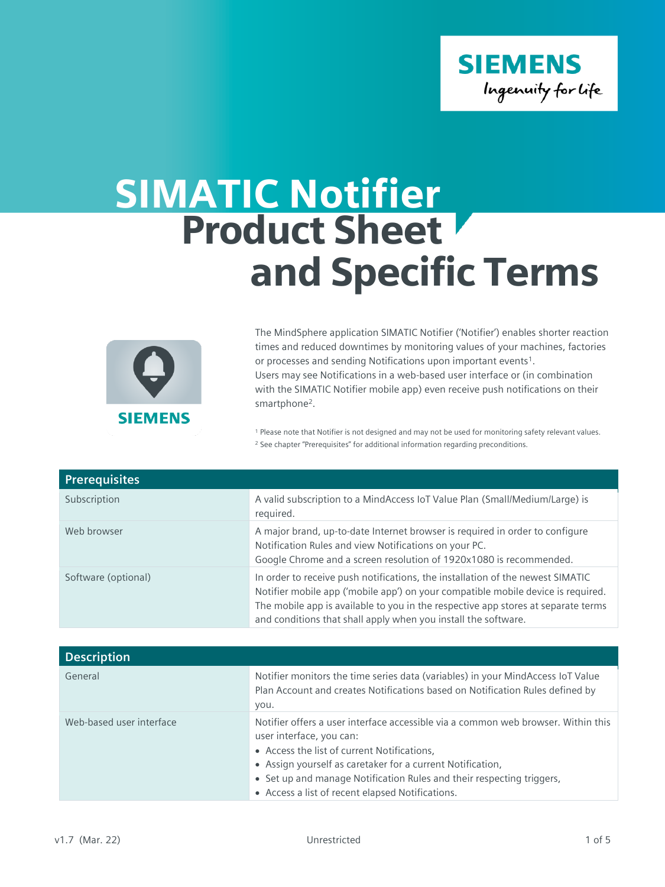# SIMATIC Notifier Product Sheet and Specific Terms

The MindSphere application SIMATIC Notifier ('Notifier') enables shorter reaction times and reduced downtimes by monitoring values of your machines, factories or processes and sending Notifications upon important events[1]. Users may see Notifications in a web-based user interface or (in combination with the SIMATIC Notifier mobile app) even receive push notifications on their smartphone[2].

[1] Please note that Notifier is not designed and may not be used for monitoring safety relevant values.
[2] See chapter "Prerequisites" for additional information regarding preconditions.

| Prerequisites | |
|---|---|
| Subscription | A valid subscription to a MindAccess IoT Value Plan (Small/Medium/Large) is required. |
| Web browser | A major brand, up-to-date Internet browser is required in order to configure Notification Rules and view Notifications on your PC. Google Chrome and a screen resolution of 1920x1080 is recommended. |
| Software (optional) | In order to receive push notifications, the installation of the newest SIMATIC Notifier mobile app ('mobile app') on your compatible mobile device is required. The mobile app is available to you in the respective app stores at separate terms and conditions that shall apply when you install the software. |

| Description | |
|---|---|
| General | Notifier monitors the time series data (variables) in your MindAccess IoT Value Plan Account and creates Notifications based on Notification Rules defined by you. |
| Web-based user interface | Notifier offers a user interface accessible via a common web browser. Within this user interface, you can:<br>• Access the list of current Notifications,<br>• Assign yourself as caretaker for a current Notification,<br>• Set up and manage Notification Rules and their respecting triggers,<br>• Access a list of recent elapsed Notifications. |

v1.7 (Mar. 22) Unrestricted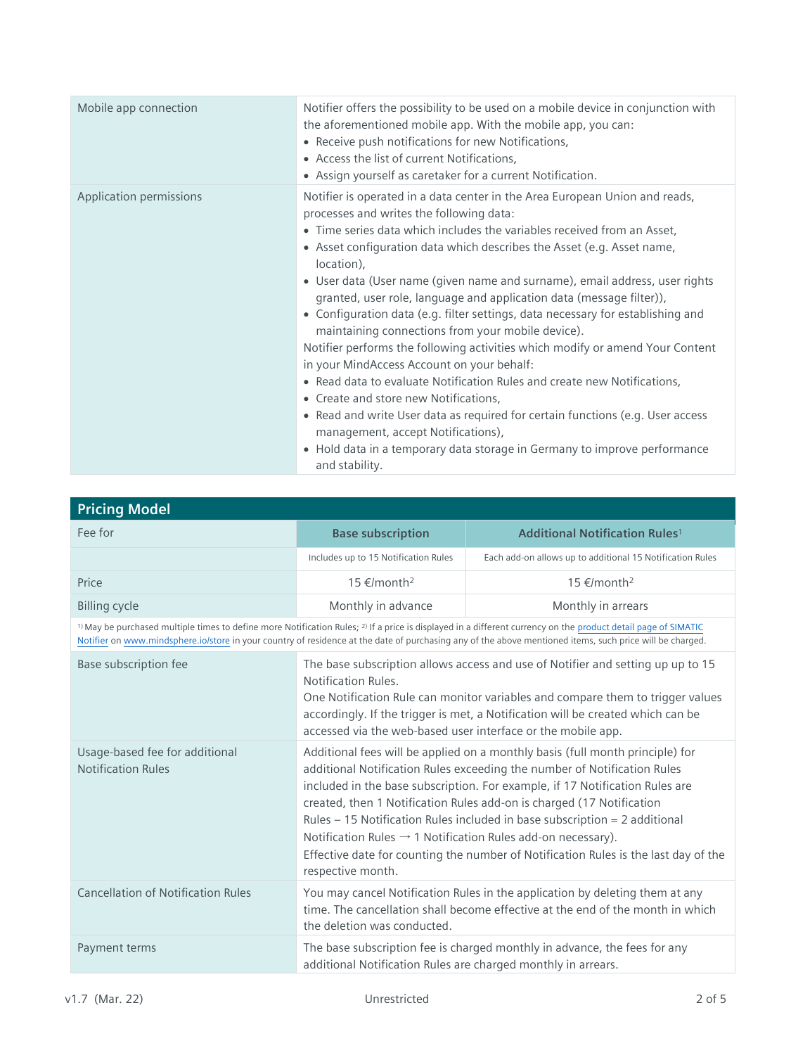| | |
|---|---|
| Mobile app connection | Notifier offers the possibility to be used on a mobile device in conjunction with the aforementioned mobile app. With the mobile app, you can:<br>• Receive push notifications for new Notifications,<br>• Access the list of current Notifications,<br>• Assign yourself as caretaker for a current Notification. |
| Application permissions | Notifier is operated in a data center in the Area European Union and reads, processes and writes the following data:<br>• Time series data which includes the variables received from an Asset,<br>• Asset configuration data which describes the Asset (e.g. Asset name, location),<br>• User data (User name (given name and surname), email address, user rights granted, user role, language and application data (message filter)),<br>• Configuration data (e.g. filter settings, data necessary for establishing and maintaining connections from your mobile device).<br>Notifier performs the following activities which modify or amend Your Content in your MindAccess Account on your behalf:<br>• Read data to evaluate Notification Rules and create new Notifications,<br>• Create and store new Notifications,<br>• Read and write User data as required for certain functions (e.g. User access management, accept Notifications),<br>• Hold data in a temporary data storage in Germany to improve performance and stability. |

## Pricing Model

| Fee for | Base subscription | Additional Notification Rules[1] |
|---|---|---|
| | Includes up to 15 Notification Rules | Each add-on allows up to additional 15 Notification Rules |
| Price | 15 €/month[2] | 15 €/month[2] |
| Billing cycle | Monthly in advance | Monthly in arrears |

[1] May be purchased multiple times to define more Notification Rules; [2] If a price is displayed in a different currency on the product detail page of SIMATIC Notifier on www.mindsphere.io/store in your country of residence at the date of purchasing any of the above mentioned items, such price will be charged.

| | |
|---|---|
| Base subscription fee | The base subscription allows access and use of Notifier and setting up up to 15 Notification Rules.<br>One Notification Rule can monitor variables and compare them to trigger values accordingly. If the trigger is met, a Notification will be created which can be accessed via the web-based user interface or the mobile app. |
| Usage-based fee for additional Notification Rules | Additional fees will be applied on a monthly basis (full month principle) for additional Notification Rules exceeding the number of Notification Rules included in the base subscription. For example, if 17 Notification Rules are created, then 1 Notification Rules add-on is charged (17 Notification Rules – 15 Notification Rules included in base subscription = 2 additional Notification Rules → 1 Notification Rules add-on necessary).<br>Effective date for counting the number of Notification Rules is the last day of the respective month. |
| Cancellation of Notification Rules | You may cancel Notification Rules in the application by deleting them at any time. The cancellation shall become effective at the end of the month in which the deletion was conducted. |
| Payment terms | The base subscription fee is charged monthly in advance, the fees for any additional Notification Rules are charged monthly in arrears. |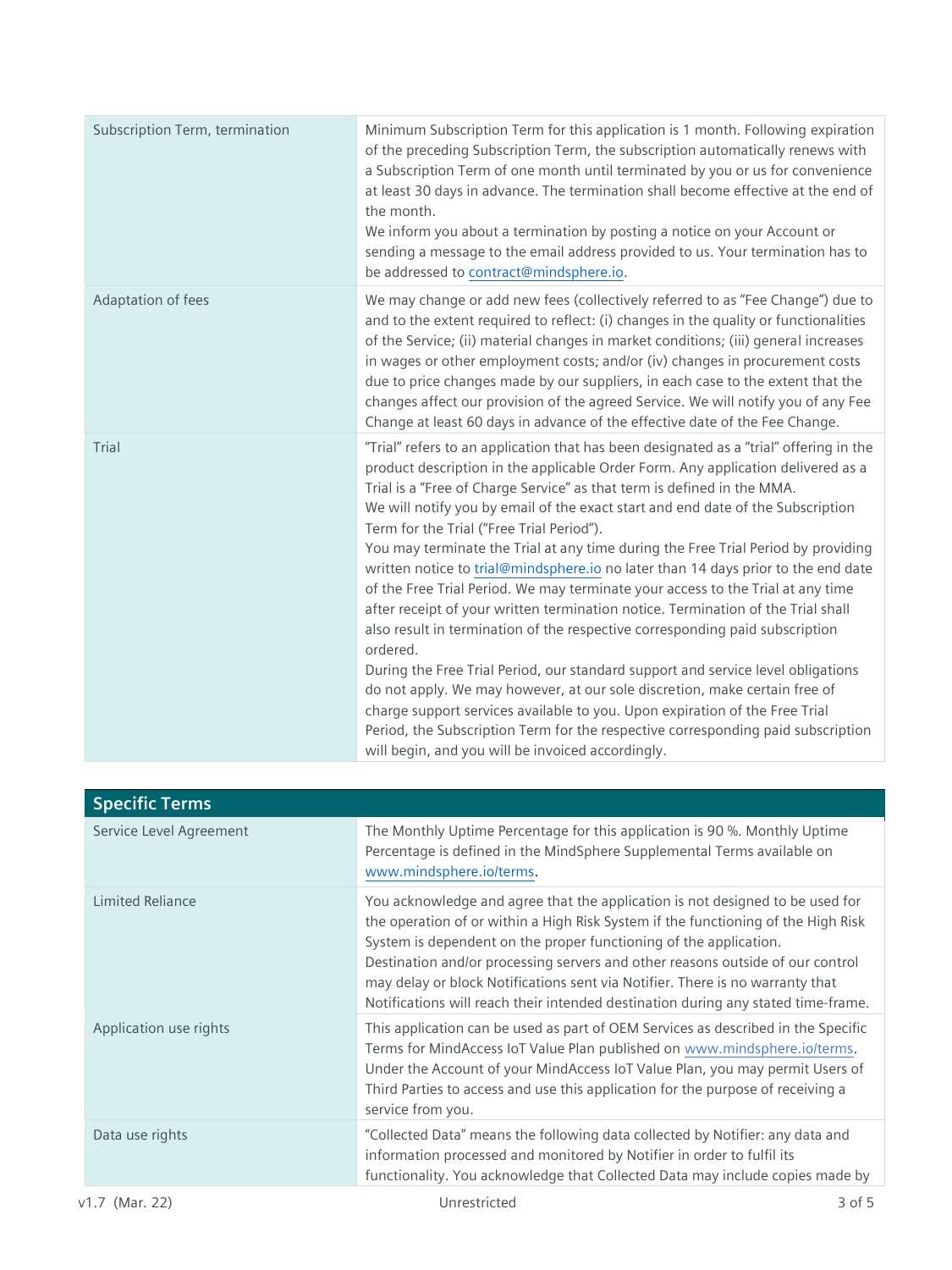| | |
|---|---|
| Subscription Term, termination | Minimum Subscription Term for this application is 1 month. Following expiration of the preceding Subscription Term, the subscription automatically renews with a Subscription Term of one month until terminated by you or us for convenience at least 30 days in advance. The termination shall become effective at the end of the month.<br>We inform you about a termination by posting a notice on your Account or sending a message to the email address provided to us. Your termination has to be addressed to contract@mindsphere.io. |
| Adaptation of fees | We may change or add new fees (collectively referred to as "Fee Change") due to and to the extent required to reflect: (i) changes in the quality or functionalities of the Service; (ii) material changes in market conditions; (iii) general increases in wages or other employment costs; and/or (iv) changes in procurement costs due to price changes made by our suppliers, in each case to the extent that the changes affect our provision of the agreed Service. We will notify you of any Fee Change at least 60 days in advance of the effective date of the Fee Change. |
| Trial | "Trial" refers to an application that has been designated as a "trial" offering in the product description in the applicable Order Form. Any application delivered as a Trial is a "Free of Charge Service" as that term is defined in the MMA.<br>We will notify you by email of the exact start and end date of the Subscription Term for the Trial ("Free Trial Period").<br>You may terminate the Trial at any time during the Free Trial Period by providing written notice to trial@mindsphere.io no later than 14 days prior to the end date of the Free Trial Period. We may terminate your access to the Trial at any time after receipt of your written termination notice. Termination of the Trial shall also result in termination of the respective corresponding paid subscription ordered.<br>During the Free Trial Period, our standard support and service level obligations do not apply. We may however, at our sole discretion, make certain free of charge support services available to you. Upon expiration of the Free Trial Period, the Subscription Term for the respective corresponding paid subscription will begin, and you will be invoiced accordingly. |

## Specific Terms

| | |
|---|---|
| Service Level Agreement | The Monthly Uptime Percentage for this application is 90 %. Monthly Uptime Percentage is defined in the MindSphere Supplemental Terms available on www.mindsphere.io/terms. |
| Limited Reliance | You acknowledge and agree that the application is not designed to be used for the operation of or within a High Risk System if the functioning of the High Risk System is dependent on the proper functioning of the application.<br>Destination and/or processing servers and other reasons outside of our control may delay or block Notifications sent via Notifier. There is no warranty that Notifications will reach their intended destination during any stated time-frame. |
| Application use rights | This application can be used as part of OEM Services as described in the Specific Terms for MindAccess IoT Value Plan published on www.mindsphere.io/terms. Under the Account of your MindAccess IoT Value Plan, you may permit Users of Third Parties to access and use this application for the purpose of receiving a service from you. |
| Data use rights | "Collected Data" means the following data collected by Notifier: any data and information processed and monitored by Notifier in order to fulfil its functionality. You acknowledge that Collected Data may include copies made by |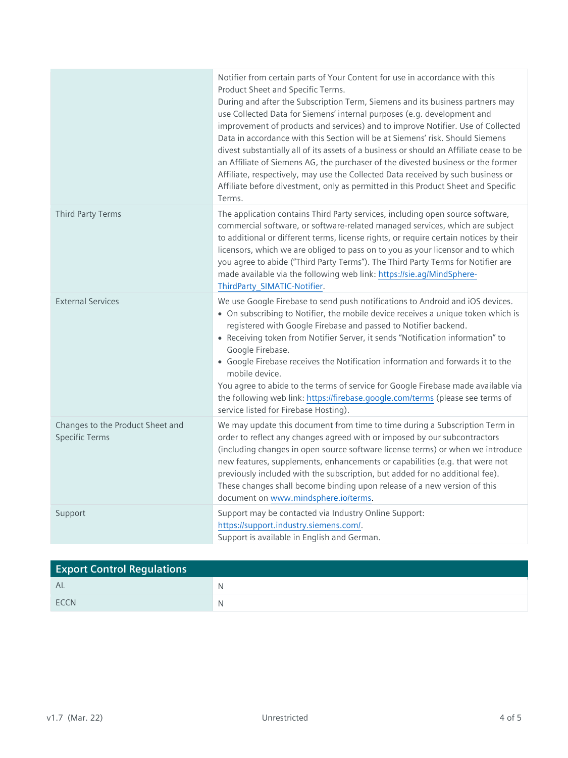| | |
|---|---|
| | Notifier from certain parts of Your Content for use in accordance with this Product Sheet and Specific Terms.<br>During and after the Subscription Term, Siemens and its business partners may use Collected Data for Siemens' internal purposes (e.g. development and improvement of products and services) and to improve Notifier. Use of Collected Data in accordance with this Section will be at Siemens' risk. Should Siemens divest substantially all of its assets of a business or should an Affiliate cease to be an Affiliate of Siemens AG, the purchaser of the divested business or the former Affiliate, respectively, may use the Collected Data received by such business or Affiliate before divestment, only as permitted in this Product Sheet and Specific Terms. |
| Third Party Terms | The application contains Third Party services, including open source software, commercial software, or software-related managed services, which are subject to additional or different terms, license rights, or require certain notices by their licensors, which we are obliged to pass on to you as your licensor and to which you agree to abide ("Third Party Terms"). The Third Party Terms for Notifier are made available via the following web link: [https://sie.ag/MindSphere-ThirdParty_SIMATIC-Notifier](https://sie.ag/MindSphere-ThirdParty_SIMATIC-Notifier). |
| External Services | We use Google Firebase to send push notifications to Android and iOS devices.<br>• On subscribing to Notifier, the mobile device receives a unique token which is registered with Google Firebase and passed to Notifier backend.<br>• Receiving token from Notifier Server, it sends "Notification information" to Google Firebase.<br>• Google Firebase receives the Notification information and forwards it to the mobile device.<br>You agree to abide to the terms of service for Google Firebase made available via the following web link: [https://firebase.google.com/terms](https://firebase.google.com/terms) (please see terms of service listed for Firebase Hosting). |
| Changes to the Product Sheet and Specific Terms | We may update this document from time to time during a Subscription Term in order to reflect any changes agreed with or imposed by our subcontractors (including changes in open source software license terms) or when we introduce new features, supplements, enhancements or capabilities (e.g. that were not previously included with the subscription, but added for no additional fee). These changes shall become binding upon release of a new version of this document on [www.mindsphere.io/terms](www.mindsphere.io/terms). |
| Support | Support may be contacted via Industry Online Support: [https://support.industry.siemens.com/](https://support.industry.siemens.com/).<br>Support is available in English and German. |

| Export Control Regulations | |
|---|---|
| AL | N |
| ECCN | N |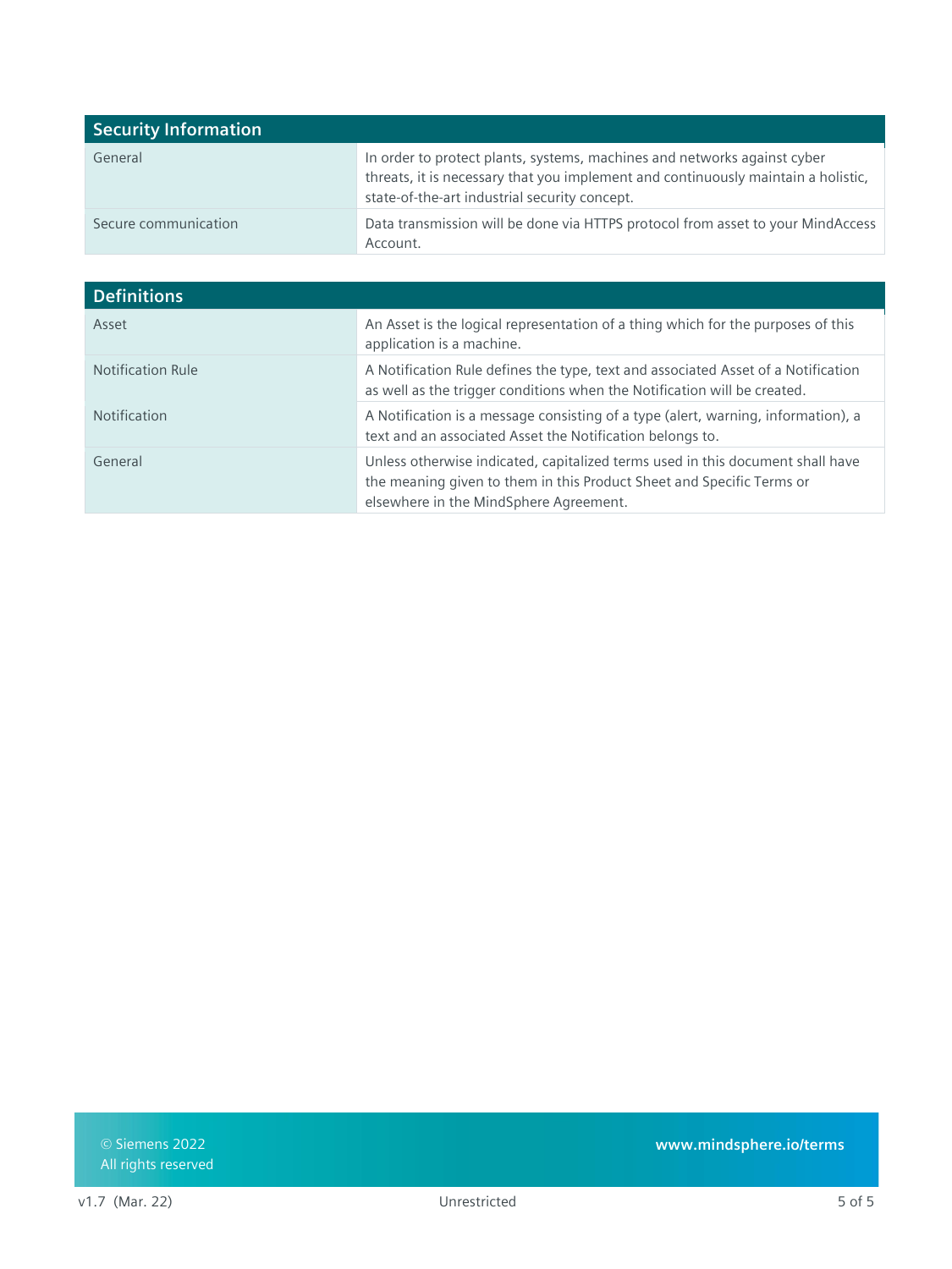| Security Information | |
|---|---|
| General | In order to protect plants, systems, machines and networks against cyber threats, it is necessary that you implement and continuously maintain a holistic, state-of-the-art industrial security concept. |
| Secure communication | Data transmission will be done via HTTPS protocol from asset to your MindAccess Account. |

| Definitions | |
|---|---|
| Asset | An Asset is the logical representation of a thing which for the purposes of this application is a machine. |
| Notification Rule | A Notification Rule defines the type, text and associated Asset of a Notification as well as the trigger conditions when the Notification will be created. |
| Notification | A Notification is a message consisting of a type (alert, warning, information), a text and an associated Asset the Notification belongs to. |
| General | Unless otherwise indicated, capitalized terms used in this document shall have the meaning given to them in this Product Sheet and Specific Terms or elsewhere in the MindSphere Agreement. |

© Siemens 2022
All rights reserved

www.mindsphere.io/terms

v1.7 (Mar. 22) Unrestricted